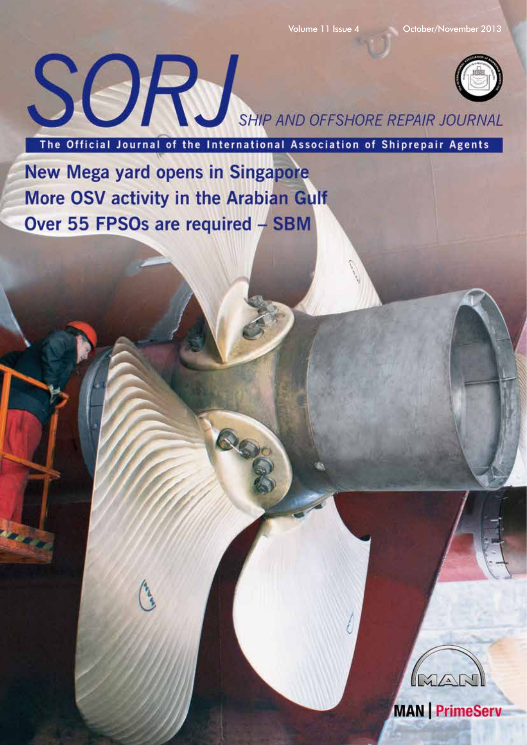Volume 11 Issue 4 October/November 2013

# SORJ

## SHIP AND OFFSHORE REPAIR JOURNAL

**The Official Journal of the International Association of Shiprepair Agents**

**New Mega yard opens in Singapore**

**More OSV activity in the Arabian Gulf**

**Over 55 FPSOs are required – SBM**

MAN | PrimeServ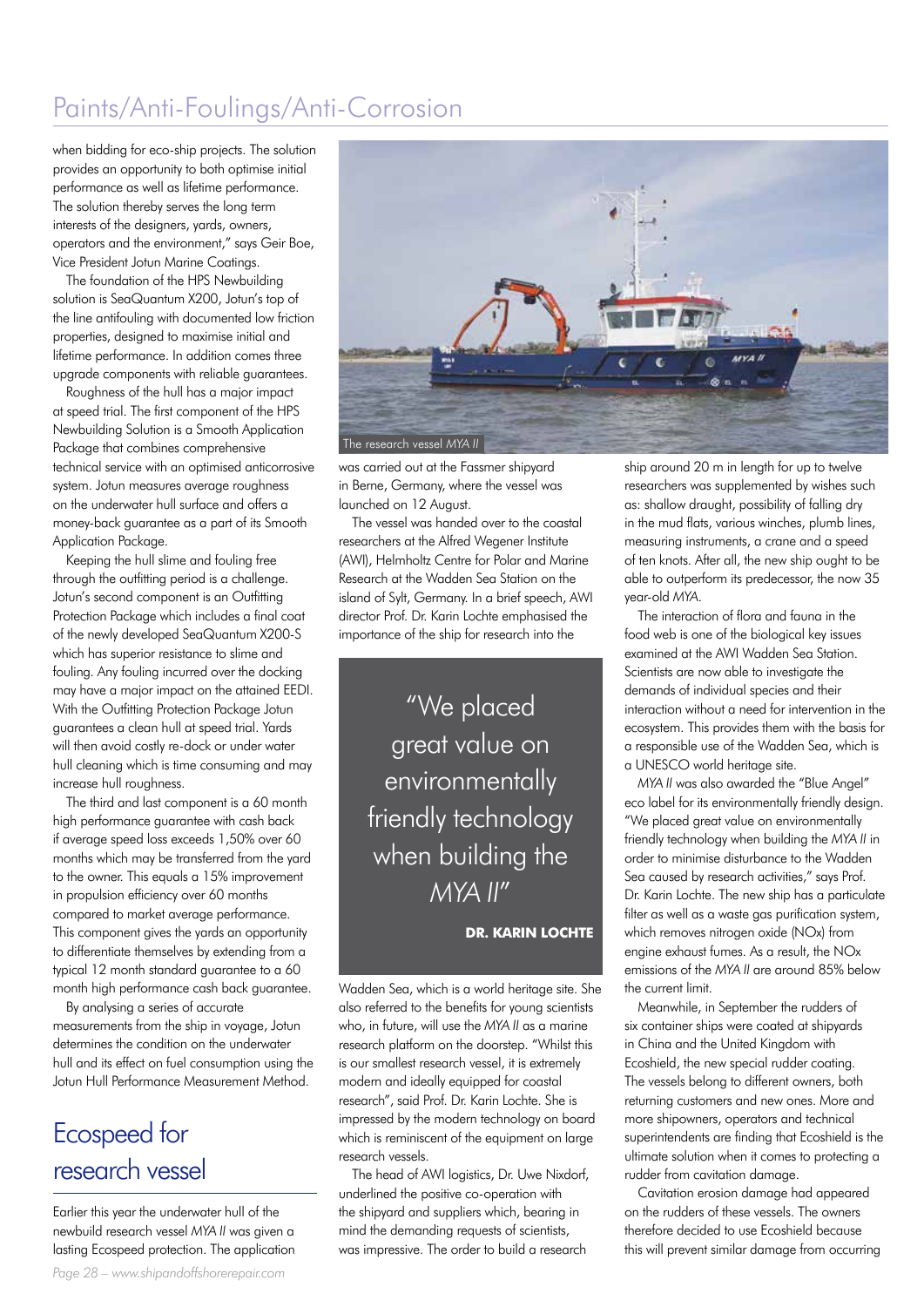when bidding for eco-ship projects. The solution provides an opportunity to both optimise initial performance as well as lifetime performance. The solution thereby serves the long term interests of the designers, yards, owners, operators and the environment," says Geir Boe, Vice President Jotun Marine Coatings.

The foundation of the HPS Newbuilding solution is SeaQuantum X200, Jotun's top of the line antifouling with documented low friction properties, designed to maximise initial and lifetime performance. In addition comes three upgrade components with reliable guarantees.

Roughness of the hull has a major impact at speed trial. The first component of the HPS Newbuilding Solution is a Smooth Application Package that combines comprehensive technical service with an optimised anticorrosive system. Jotun measures average roughness on the underwater hull surface and offers a money-back guarantee as a part of its Smooth Application Package.

Keeping the hull slime and fouling free through the outfitting period is a challenge. Jotun's second component is an Outfitting Protection Package which includes a final coat of the newly developed SeaQuantum X200-S which has superior resistance to slime and fouling. Any fouling incurred over the docking may have a major impact on the attained EEDI. With the Outfitting Protection Package Jotun guarantees a clean hull at speed trial. Yards will then avoid costly re-dock or under water hull cleaning which is time consuming and may increase hull roughness.

The third and last component is a 60 month high performance guarantee with cash back if average speed loss exceeds 1,50% over 60 months which may be transferred from the yard to the owner. This equals a 15% improvement in propulsion efficiency over 60 months compared to market average performance. This component gives the yards an opportunity to differentiate themselves by extending from a typical 12 month standard guarantee to a 60 month high performance cash back guarantee.

By analysing a series of accurate measurements from the ship in voyage, Jotun determines the condition on the underwater hull and its effect on fuel consumption using the Jotun Hull Performance Measurement Method.

## Ecospeed for research vessel

Earlier this year the underwater hull of the newbuild research vessel *MYA II* was given a lasting Ecospeed protection. The application was carried out at the Fassmer shipyard in Berne, Germany, where the vessel was launched on 12 August.

The research vessel *MYA II*

The vessel was handed over to the coastal researchers at the Alfred Wegener Institute (AWI), Helmholtz Centre for Polar and Marine Research at the Wadden Sea Station on the island of Sylt, Germany. In a brief speech, AWI director Prof. Dr. Karin Lochte emphasised the importance of the ship for research into the Wadden Sea, which is a world heritage site. She also referred to the benefits for young scientists who, in future, will use the *MYA II* as a marine research platform on the doorstep. "Whilst this is our smallest research vessel, it is extremely modern and ideally equipped for coastal research", said Prof. Dr. Karin Lochte. She is impressed by the modern technology on board which is reminiscent of the equipment on large research vessels.

> "We placed great value on environmentally friendly technology when building the *MYA II*"
>
> **DR. KARIN LOCHTE**

The head of AWI logistics, Dr. Uwe Nixdorf, underlined the positive co-operation with the shipyard and suppliers which, bearing in mind the demanding requests of scientists, was impressive. The order to build a research ship around 20 m in length for up to twelve researchers was supplemented by wishes such as: shallow draught, possibility of falling dry in the mud flats, various winches, plumb lines, measuring instruments, a crane and a speed of ten knots. After all, the new ship ought to be able to outperform its predecessor, the now 35 year-old *MYA*.

The interaction of flora and fauna in the food web is one of the biological key issues examined at the AWI Wadden Sea Station. Scientists are now able to investigate the demands of individual species and their interaction without a need for intervention in the ecosystem. This provides them with the basis for a responsible use of the Wadden Sea, which is a UNESCO world heritage site.

*MYA II* was also awarded the "Blue Angel" eco label for its environmentally friendly design. "We placed great value on environmentally friendly technology when building the *MYA II* in order to minimise disturbance to the Wadden Sea caused by research activities," says Prof. Dr. Karin Lochte. The new ship has a particulate filter as well as a waste gas purification system, which removes nitrogen oxide (NOx) from engine exhaust fumes. As a result, the NOx emissions of the *MYA II* are around 85% below the current limit.

Meanwhile, in September the rudders of six container ships were coated at shipyards in China and the United Kingdom with Ecoshield, the new special rudder coating. The vessels belong to different owners, both returning customers and new ones. More and more shipowners, operators and technical superintendents are finding that Ecoshield is the ultimate solution when it comes to protecting a rudder from cavitation damage.

Cavitation erosion damage had appeared on the rudders of these vessels. The owners therefore decided to use Ecoshield because this will prevent similar damage from occurring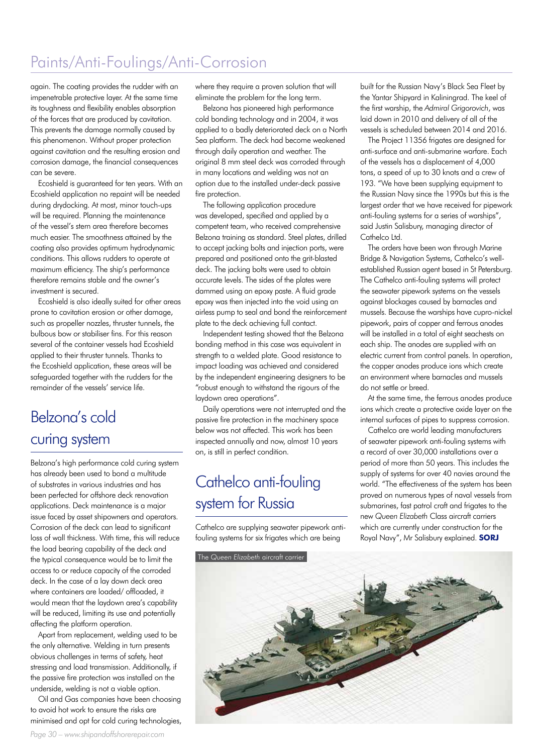again. The coating provides the rudder with an impenetrable protective layer. At the same time its toughness and flexibility enables absorption of the forces that are produced by cavitation. This prevents the damage normally caused by this phenomenon. Without proper protection against cavitation and the resulting erosion and corrosion damage, the financial consequences can be severe.

Ecoshield is guaranteed for ten years. With an Ecoshield application no repaint will be needed during drydocking. At most, minor touch-ups will be required. Planning the maintenance of the vessel's stern area therefore becomes much easier. The smoothness attained by the coating also provides optimum hydrodynamic conditions. This allows rudders to operate at maximum efficiency. The ship's performance therefore remains stable and the owner's investment is secured.

Ecoshield is also ideally suited for other areas prone to cavitation erosion or other damage, such as propeller nozzles, thruster tunnels, the bulbous bow or stabiliser fins. For this reason several of the container vessels had Ecoshield applied to their thruster tunnels. Thanks to the Ecoshield application, these areas will be safeguarded together with the rudders for the remainder of the vessels' service life.

## Belzona's cold curing system

Belzona's high performance cold curing system has already been used to bond a multitude of substrates in various industries and has been perfected for offshore deck renovation applications. Deck maintenance is a major issue faced by asset shipowners and operators. Corrosion of the deck can lead to significant loss of wall thickness. With time, this will reduce the load bearing capability of the deck and the typical consequence would be to limit the access to or reduce capacity of the corroded deck. In the case of a lay down deck area where containers are loaded/ offloaded, it would mean that the laydown area's capability will be reduced, limiting its use and potentially affecting the platform operation.

Apart from replacement, welding used to be the only alternative. Welding in turn presents obvious challenges in terms of safety, heat stressing and load transmission. Additionally, if the passive fire protection was installed on the underside, welding is not a viable option.

Oil and Gas companies have been choosing to avoid hot work to ensure the risks are minimised and opt for cold curing technologies, where they require a proven solution that will eliminate the problem for the long term.

Belzona has pioneered high performance cold bonding technology and in 2004, it was applied to a badly deteriorated deck on a North Sea platform. The deck had become weakened through daily operation and weather. The original 8 mm steel deck was corroded through in many locations and welding was not an option due to the installed under-deck passive fire protection.

The following application procedure was developed, specified and applied by a competent team, who received comprehensive Belzona training as standard. Steel plates, drilled to accept jacking bolts and injection ports, were prepared and positioned onto the grit-blasted deck. The jacking bolts were used to obtain accurate levels. The sides of the plates were dammed using an epoxy paste. A fluid grade epoxy was then injected into the void using an airless pump to seal and bond the reinforcement plate to the deck achieving full contact.

Independent testing showed that the Belzona bonding method in this case was equivalent in strength to a welded plate. Good resistance to impact loading was achieved and considered by the independent engineering designers to be "robust enough to withstand the rigours of the laydown area operations".

Daily operations were not interrupted and the passive fire protection in the machinery space below was not affected. This work has been inspected annually and now, almost 10 years on, is still in perfect condition.

## Cathelco anti-fouling system for Russia

Cathelco are supplying seawater pipework anti-fouling systems for six frigates which are being built for the Russian Navy's Black Sea Fleet by the Yantar Shipyard in Kaliningrad. The keel of the first warship, the *Admiral Grigorovich*, was laid down in 2010 and delivery of all of the vessels is scheduled between 2014 and 2016.

The Project 11356 frigates are designed for anti-surface and anti-submarine warfare. Each of the vessels has a displacement of 4,000 tons, a speed of up to 30 knots and a crew of 193. "We have been supplying equipment to the Russian Navy since the 1990s but this is the largest order that we have received for pipework anti-fouling systems for a series of warships", said Justin Salisbury, managing director of Cathelco Ltd.

The orders have been won through Marine Bridge & Navigation Systems, Cathelco's well-established Russian agent based in St Petersburg. The Cathelco anti-fouling systems will protect the seawater pipework systems on the vessels against blockages caused by barnacles and mussels. Because the warships have cupro-nickel pipework, pairs of copper and ferrous anodes will be installed in a total of eight seachests on each ship. The anodes are supplied with an electric current from control panels. In operation, the copper anodes produce ions which create an environment where barnacles and mussels do not settle or breed.

At the same time, the ferrous anodes produce ions which create a protective oxide layer on the internal surfaces of pipes to suppress corrosion.

Cathelco are world leading manufacturers of seawater pipework anti-fouling systems with a record of over 30,000 installations over a period of more than 50 years. This includes the supply of systems for over 40 navies around the world. "The effectiveness of the system has been proved on numerous types of naval vessels from submarines, fast patrol craft and frigates to the new *Queen Elizabeth* Class aircraft carriers which are currently under construction for the Royal Navy", Mr Salisbury explained. **SORJ**

The *Queen Elizabeth* aircraft carrier